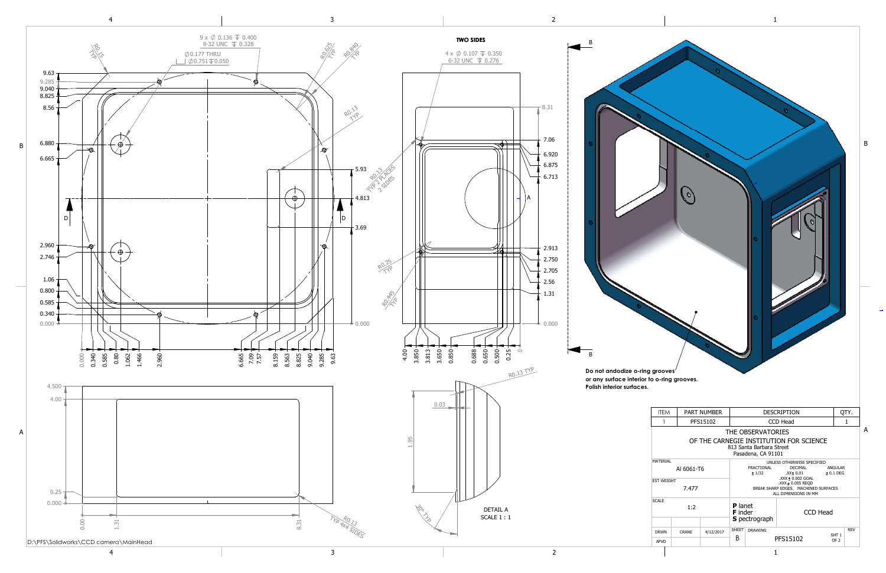9 x ∅ 0.136 ↧ 0.400
8-32 UNC ↧ 0.328

∅0.177 THRU
⌴ ∅0.751 ↧0.050

R0.15 TYP

R0.625 TYP

R0.840 TYP

R0.13 TYP

R0.13 TYP 2 PLACES 2 SIDES

R0.25 TYP

R0.445 TYP

**TWO SIDES**

4 x ∅ 0.107 ↧ 0.350
6-32 UNC ↧ 0.276

R0.13 TYP

R0.13 TYP 4x4 SIDES

0.03

1.95

20° TYP

DETAIL A
SCALE 1 : 1

**Do not anodize o-ring grooves or any surface interior to o-ring grooves. Polish interior surfaces.**

| ITEM | PART NUMBER | DESCRIPTION | QTY. |
|---|---|---|---|
| 1 | PFS15102 | CCD Head | 1 |

THE OBSERVATORIES
OF THE CARNEGIE INSTITUTION FOR SCIENCE
813 Santa Barbara Street
Pasadena, CA 91101

| MATERIAL | Al 6061-T6 | UNLESS OTHERWISE SPECIFIED | | |
|---|---|---|---|---|
| | | FRACTIONAL ± 1/32 | DECIMAL .XX ± 0.01 .XXX ± 0.002 GOAL .XXX ± 0.005 REQD | ANGULAR ± 0.1 DEG |
| EST WEIGHT | 7.477 | BREAK SHARP EDGES. MACHINED SURFACES ALL DIMENSIONS IN MM | | |

| SCALE | 1:2 | **P** lanet **F** inder **S** pectrograph | CCD Head |
|---|---|---|---|

| DRWN | CRANE | 4/12/2017 | SHEET B | DRAWING PFS15102 | SHT 1 OF 2 | REV |
|---|---|---|---|---|---|---|
| APVD | | | | | | |

D:\PFS\Solidworks\CCD camera\MainHead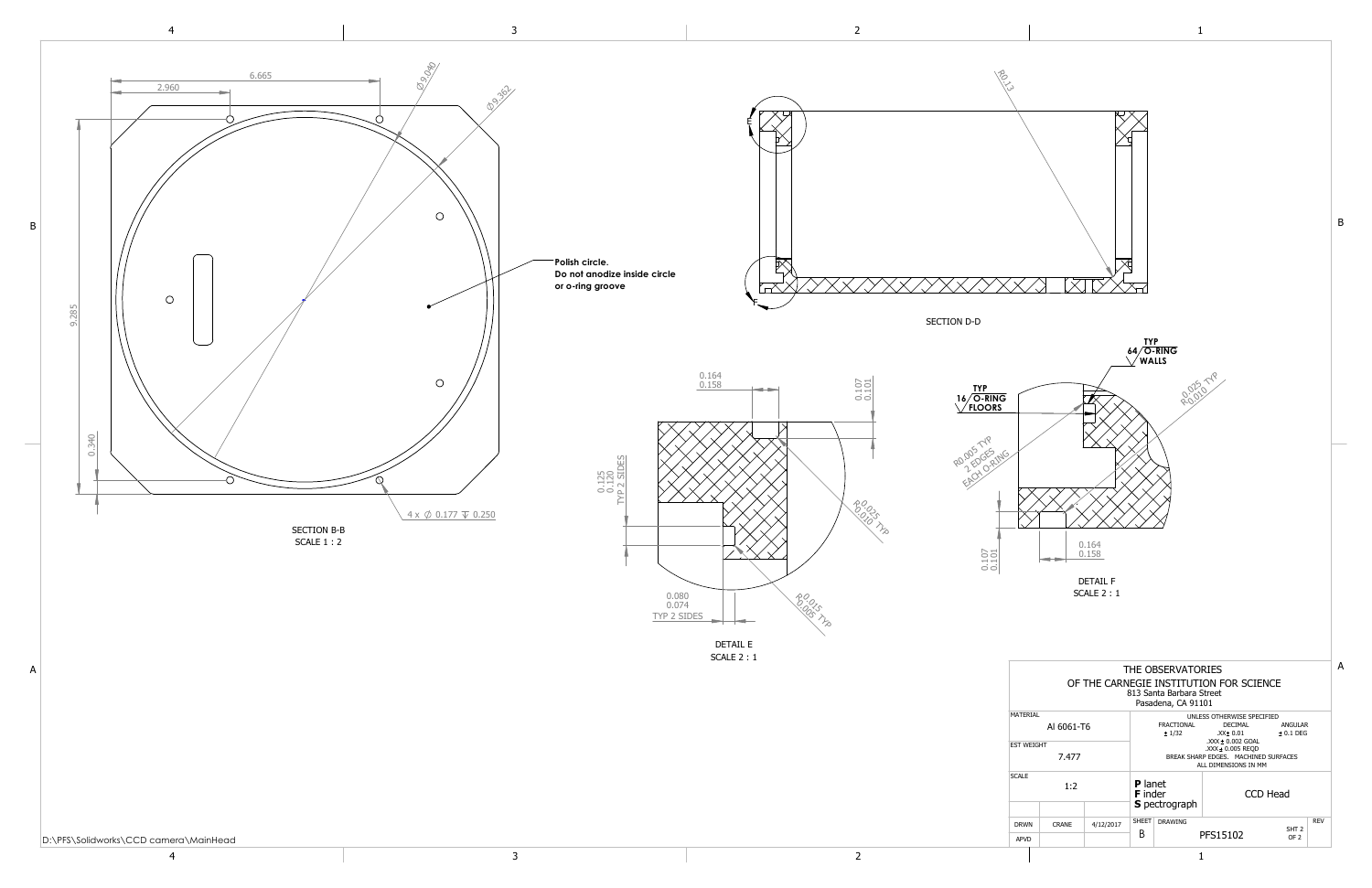SECTION B-B
SCALE 1 : 2

6.665
2.960
Ø9.040
Ø9.362
9.285
0.340
4 x Ø 0.177 ↧ 0.250

**Polish circle.**
**Do not anodize inside circle or o-ring groove**

R0.13

SECTION D-D

E
F

DETAIL E
SCALE 2 : 1

0.164
0.158
0.107
0.101
0.125
0.120
TYP 2 SIDES
R0.025
R0.010 TYP
0.080
0.074
TYP 2 SIDES
R0.015
R0.005 TYP

DETAIL F
SCALE 2 : 1

TYP 64 O-RING WALLS
TYP 16 O-RING FLOORS
R0.025
R0.010 TYP
R0.005 TYP 2 EDGES EACH O-RING
0.107
0.101
0.164
0.158

THE OBSERVATORIES
OF THE CARNEGIE INSTITUTION FOR SCIENCE
813 Santa Barbara Street
Pasadena, CA 91101

| | | |
|---|---|---|
| MATERIAL | Al 6061-T6 | UNLESS OTHERWISE SPECIFIED<br>FRACTIONAL ± 1/32 &nbsp; DECIMAL .XX ± 0.01 &nbsp; ANGULAR ± 0.1 DEG<br>.XXX ± 0.002 GOAL<br>.XXX ± 0.005 REQD<br>BREAK SHARP EDGES. MACHINED SURFACES<br>ALL DIMENSIONS IN MM |
| EST WEIGHT | 7.477 | |
| SCALE | 1:2 | **P** lanet **F** inder **S** pectrograph — CCD Head |
| DRWN | CRANE 4/12/2017 | SHEET B — DRAWING PFS15102 — SHT 2 OF 2 — REV |
| APVD | | |

D:\PFS\Solidworks\CCD camera\MainHead